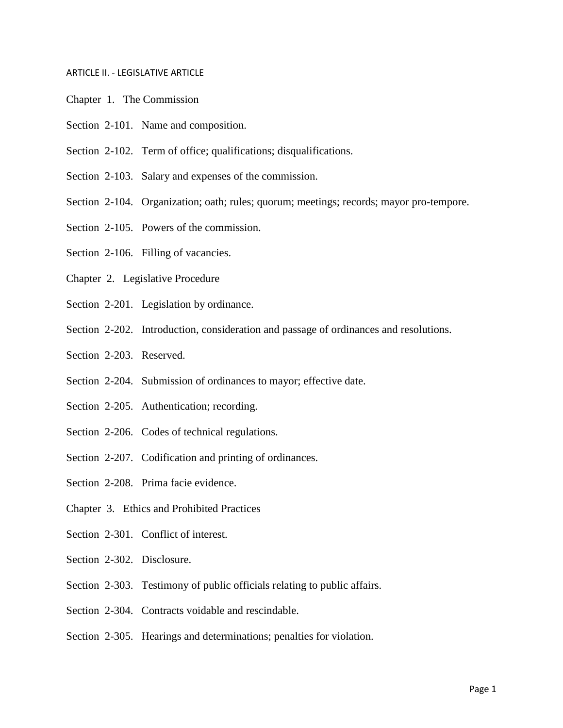# ARTICLE II. - LEGISLATIVE ARTICLE

## Chapter 1. The Commission

Section 2-101. Name and composition.

Section 2-102. Term of office; qualifications; disqualifications.

Section 2-103. Salary and expenses of the commission.

Section 2-104. Organization; oath; rules; quorum; meetings; records; mayor pro-tempore.

Section 2-105. Powers of the commission.

Section 2-106. Filling of vacancies.

## Chapter 2. Legislative Procedure

Section 2-201. Legislation by ordinance.

Section 2-202. Introduction, consideration and passage of ordinances and resolutions.

Section 2-203. Reserved.

Section 2-204. Submission of ordinances to mayor; effective date.

Section 2-205. Authentication; recording.

Section 2-206. Codes of technical regulations.

Section 2-207. Codification and printing of ordinances.

Section 2-208. Prima facie evidence.

## Chapter 3. Ethics and Prohibited Practices

Section 2-301. Conflict of interest.

Section 2-302. Disclosure.

Section 2-303. Testimony of public officials relating to public affairs.

Section 2-304. Contracts voidable and rescindable.

Section 2-305. Hearings and determinations; penalties for violation.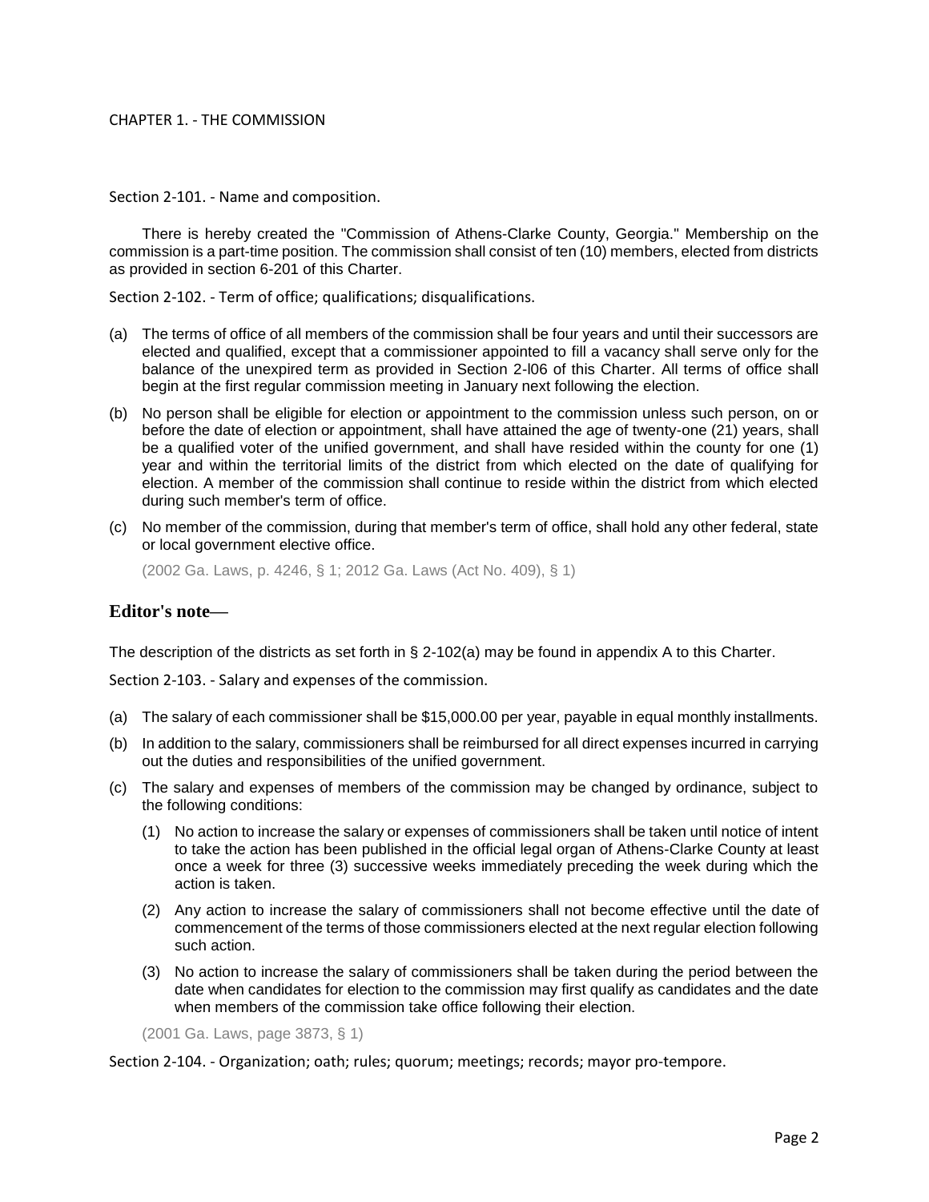# CHAPTER 1. - THE COMMISSION

## Section 2-101. - Name and composition.

There is hereby created the "Commission of Athens-Clarke County, Georgia." Membership on the commission is a part-time position. The commission shall consist of ten (10) members, elected from districts as provided in section 6-201 of this Charter.

## Section 2-102. - Term of office; qualifications; disqualifications.

(a) The terms of office of all members of the commission shall be four years and until their successors are elected and qualified, except that a commissioner appointed to fill a vacancy shall serve only for the balance of the unexpired term as provided in Section 2-l06 of this Charter. All terms of office shall begin at the first regular commission meeting in January next following the election.

(b) No person shall be eligible for election or appointment to the commission unless such person, on or before the date of election or appointment, shall have attained the age of twenty-one (21) years, shall be a qualified voter of the unified government, and shall have resided within the county for one (1) year and within the territorial limits of the district from which elected on the date of qualifying for election. A member of the commission shall continue to reside within the district from which elected during such member's term of office.

(c) No member of the commission, during that member's term of office, shall hold any other federal, state or local government elective office.

(2002 Ga. Laws, p. 4246, § 1; 2012 Ga. Laws (Act No. 409), § 1)

### Editor's note—

The description of the districts as set forth in § 2-102(a) may be found in appendix A to this Charter.

## Section 2-103. - Salary and expenses of the commission.

(a) The salary of each commissioner shall be $15,000.00 per year, payable in equal monthly installments.

(b) In addition to the salary, commissioners shall be reimbursed for all direct expenses incurred in carrying out the duties and responsibilities of the unified government.

(c) The salary and expenses of members of the commission may be changed by ordinance, subject to the following conditions:

  (1) No action to increase the salary or expenses of commissioners shall be taken until notice of intent to take the action has been published in the official legal organ of Athens-Clarke County at least once a week for three (3) successive weeks immediately preceding the week during which the action is taken.

  (2) Any action to increase the salary of commissioners shall not become effective until the date of commencement of the terms of those commissioners elected at the next regular election following such action.

  (3) No action to increase the salary of commissioners shall be taken during the period between the date when candidates for election to the commission may first qualify as candidates and the date when members of the commission take office following their election.

(2001 Ga. Laws, page 3873, § 1)

## Section 2-104. - Organization; oath; rules; quorum; meetings; records; mayor pro-tempore.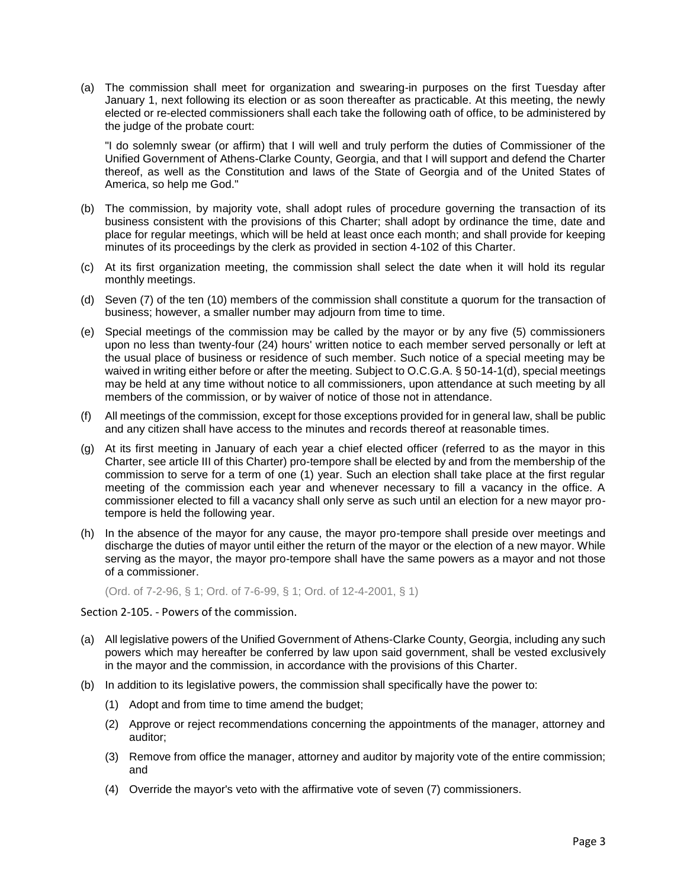(a) The commission shall meet for organization and swearing-in purposes on the first Tuesday after January 1, next following its election or as soon thereafter as practicable. At this meeting, the newly elected or re-elected commissioners shall each take the following oath of office, to be administered by the judge of the probate court:

"I do solemnly swear (or affirm) that I will well and truly perform the duties of Commissioner of the Unified Government of Athens-Clarke County, Georgia, and that I will support and defend the Charter thereof, as well as the Constitution and laws of the State of Georgia and of the United States of America, so help me God."

(b) The commission, by majority vote, shall adopt rules of procedure governing the transaction of its business consistent with the provisions of this Charter; shall adopt by ordinance the time, date and place for regular meetings, which will be held at least once each month; and shall provide for keeping minutes of its proceedings by the clerk as provided in section 4-102 of this Charter.

(c) At its first organization meeting, the commission shall select the date when it will hold its regular monthly meetings.

(d) Seven (7) of the ten (10) members of the commission shall constitute a quorum for the transaction of business; however, a smaller number may adjourn from time to time.

(e) Special meetings of the commission may be called by the mayor or by any five (5) commissioners upon no less than twenty-four (24) hours' written notice to each member served personally or left at the usual place of business or residence of such member. Such notice of a special meeting may be waived in writing either before or after the meeting. Subject to O.C.G.A. § 50-14-1(d), special meetings may be held at any time without notice to all commissioners, upon attendance at such meeting by all members of the commission, or by waiver of notice of those not in attendance.

(f) All meetings of the commission, except for those exceptions provided for in general law, shall be public and any citizen shall have access to the minutes and records thereof at reasonable times.

(g) At its first meeting in January of each year a chief elected officer (referred to as the mayor in this Charter, see article III of this Charter) pro-tempore shall be elected by and from the membership of the commission to serve for a term of one (1) year. Such an election shall take place at the first regular meeting of the commission each year and whenever necessary to fill a vacancy in the office. A commissioner elected to fill a vacancy shall only serve as such until an election for a new mayor pro-tempore is held the following year.

(h) In the absence of the mayor for any cause, the mayor pro-tempore shall preside over meetings and discharge the duties of mayor until either the return of the mayor or the election of a new mayor. While serving as the mayor, the mayor pro-tempore shall have the same powers as a mayor and not those of a commissioner.

(Ord. of 7-2-96, § 1; Ord. of 7-6-99, § 1; Ord. of 12-4-2001, § 1)

Section 2-105. - Powers of the commission.

(a) All legislative powers of the Unified Government of Athens-Clarke County, Georgia, including any such powers which may hereafter be conferred by law upon said government, shall be vested exclusively in the mayor and the commission, in accordance with the provisions of this Charter.

(b) In addition to its legislative powers, the commission shall specifically have the power to:

(1) Adopt and from time to time amend the budget;

(2) Approve or reject recommendations concerning the appointments of the manager, attorney and auditor;

(3) Remove from office the manager, attorney and auditor by majority vote of the entire commission; and

(4) Override the mayor's veto with the affirmative vote of seven (7) commissioners.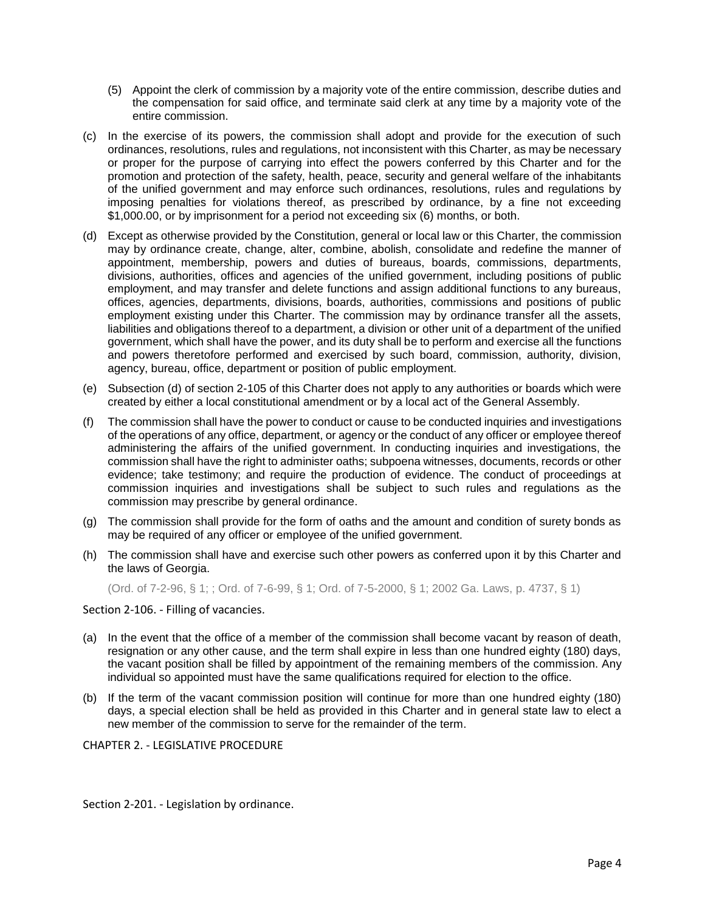(5) Appoint the clerk of commission by a majority vote of the entire commission, describe duties and the compensation for said office, and terminate said clerk at any time by a majority vote of the entire commission.

(c) In the exercise of its powers, the commission shall adopt and provide for the execution of such ordinances, resolutions, rules and regulations, not inconsistent with this Charter, as may be necessary or proper for the purpose of carrying into effect the powers conferred by this Charter and for the promotion and protection of the safety, health, peace, security and general welfare of the inhabitants of the unified government and may enforce such ordinances, resolutions, rules and regulations by imposing penalties for violations thereof, as prescribed by ordinance, by a fine not exceeding $1,000.00, or by imprisonment for a period not exceeding six (6) months, or both.

(d) Except as otherwise provided by the Constitution, general or local law or this Charter, the commission may by ordinance create, change, alter, combine, abolish, consolidate and redefine the manner of appointment, membership, powers and duties of bureaus, boards, commissions, departments, divisions, authorities, offices and agencies of the unified government, including positions of public employment, and may transfer and delete functions and assign additional functions to any bureaus, offices, agencies, departments, divisions, boards, authorities, commissions and positions of public employment existing under this Charter. The commission may by ordinance transfer all the assets, liabilities and obligations thereof to a department, a division or other unit of a department of the unified government, which shall have the power, and its duty shall be to perform and exercise all the functions and powers theretofore performed and exercised by such board, commission, authority, division, agency, bureau, office, department or position of public employment.

(e) Subsection (d) of section 2-105 of this Charter does not apply to any authorities or boards which were created by either a local constitutional amendment or by a local act of the General Assembly.

(f) The commission shall have the power to conduct or cause to be conducted inquiries and investigations of the operations of any office, department, or agency or the conduct of any officer or employee thereof administering the affairs of the unified government. In conducting inquiries and investigations, the commission shall have the right to administer oaths; subpoena witnesses, documents, records or other evidence; take testimony; and require the production of evidence. The conduct of proceedings at commission inquiries and investigations shall be subject to such rules and regulations as the commission may prescribe by general ordinance.

(g) The commission shall provide for the form of oaths and the amount and condition of surety bonds as may be required of any officer or employee of the unified government.

(h) The commission shall have and exercise such other powers as conferred upon it by this Charter and the laws of Georgia.

(Ord. of 7-2-96, § 1; ; Ord. of 7-6-99, § 1; Ord. of 7-5-2000, § 1; 2002 Ga. Laws, p. 4737, § 1)

Section 2-106. - Filling of vacancies.

(a) In the event that the office of a member of the commission shall become vacant by reason of death, resignation or any other cause, and the term shall expire in less than one hundred eighty (180) days, the vacant position shall be filled by appointment of the remaining members of the commission. Any individual so appointed must have the same qualifications required for election to the office.

(b) If the term of the vacant commission position will continue for more than one hundred eighty (180) days, a special election shall be held as provided in this Charter and in general state law to elect a new member of the commission to serve for the remainder of the term.

## CHAPTER 2. - LEGISLATIVE PROCEDURE

Section 2-201. - Legislation by ordinance.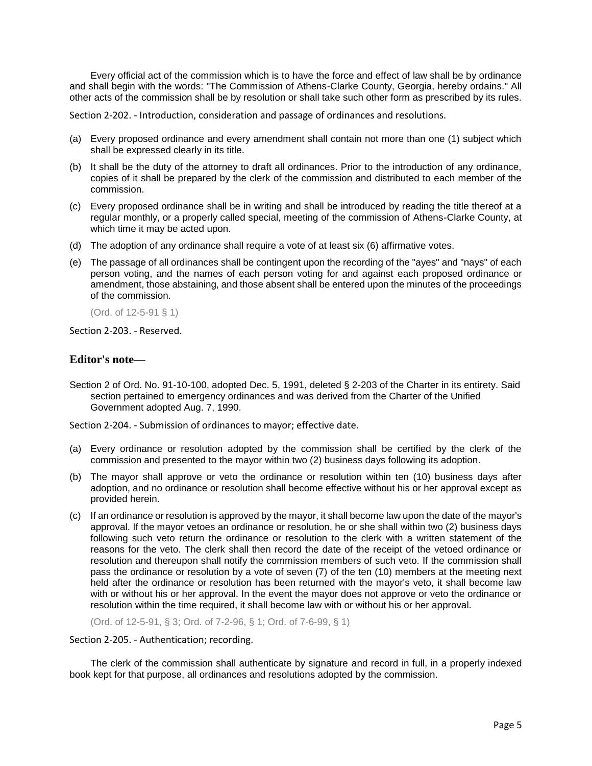Every official act of the commission which is to have the force and effect of law shall be by ordinance and shall begin with the words: "The Commission of Athens-Clarke County, Georgia, hereby ordains." All other acts of the commission shall be by resolution or shall take such other form as prescribed by its rules.

Section 2-202. - Introduction, consideration and passage of ordinances and resolutions.

(a) Every proposed ordinance and every amendment shall contain not more than one (1) subject which shall be expressed clearly in its title.

(b) It shall be the duty of the attorney to draft all ordinances. Prior to the introduction of any ordinance, copies of it shall be prepared by the clerk of the commission and distributed to each member of the commission.

(c) Every proposed ordinance shall be in writing and shall be introduced by reading the title thereof at a regular monthly, or a properly called special, meeting of the commission of Athens-Clarke County, at which time it may be acted upon.

(d) The adoption of any ordinance shall require a vote of at least six (6) affirmative votes.

(e) The passage of all ordinances shall be contingent upon the recording of the "ayes" and "nays" of each person voting, and the names of each person voting for and against each proposed ordinance or amendment, those abstaining, and those absent shall be entered upon the minutes of the proceedings of the commission.

(Ord. of 12-5-91 § 1)

Section 2-203. - Reserved.

### Editor's note—

Section 2 of Ord. No. 91-10-100, adopted Dec. 5, 1991, deleted § 2-203 of the Charter in its entirety. Said section pertained to emergency ordinances and was derived from the Charter of the Unified Government adopted Aug. 7, 1990.

Section 2-204. - Submission of ordinances to mayor; effective date.

(a) Every ordinance or resolution adopted by the commission shall be certified by the clerk of the commission and presented to the mayor within two (2) business days following its adoption.

(b) The mayor shall approve or veto the ordinance or resolution within ten (10) business days after adoption, and no ordinance or resolution shall become effective without his or her approval except as provided herein.

(c) If an ordinance or resolution is approved by the mayor, it shall become law upon the date of the mayor's approval. If the mayor vetoes an ordinance or resolution, he or she shall within two (2) business days following such veto return the ordinance or resolution to the clerk with a written statement of the reasons for the veto. The clerk shall then record the date of the receipt of the vetoed ordinance or resolution and thereupon shall notify the commission members of such veto. If the commission shall pass the ordinance or resolution by a vote of seven (7) of the ten (10) members at the meeting next held after the ordinance or resolution has been returned with the mayor's veto, it shall become law with or without his or her approval. In the event the mayor does not approve or veto the ordinance or resolution within the time required, it shall become law with or without his or her approval.

(Ord. of 12-5-91, § 3; Ord. of 7-2-96, § 1; Ord. of 7-6-99, § 1)

Section 2-205. - Authentication; recording.

The clerk of the commission shall authenticate by signature and record in full, in a properly indexed book kept for that purpose, all ordinances and resolutions adopted by the commission.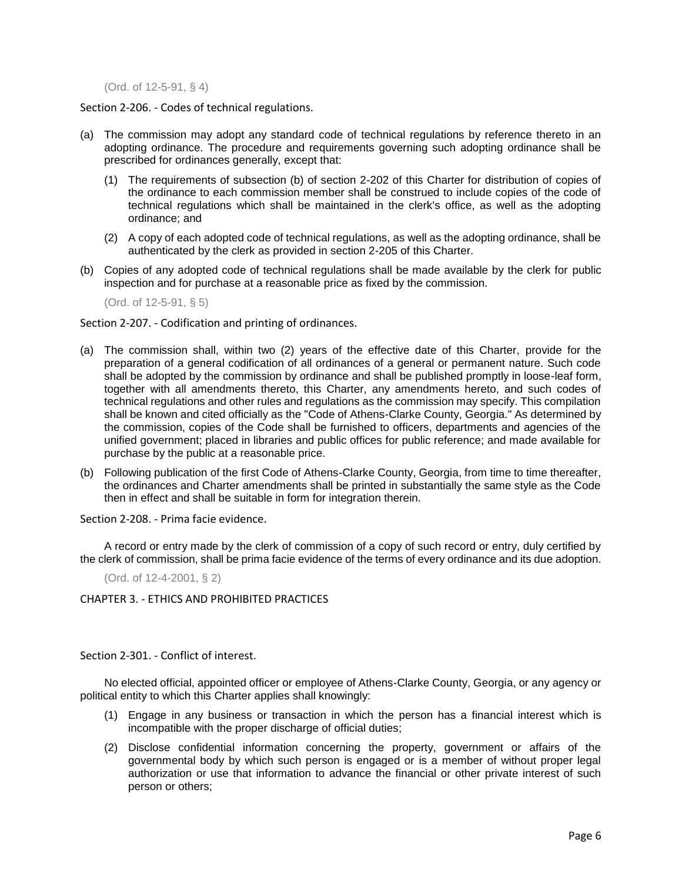(Ord. of 12-5-91, § 4)

### Section 2-206. - Codes of technical regulations.

(a) The commission may adopt any standard code of technical regulations by reference thereto in an adopting ordinance. The procedure and requirements governing such adopting ordinance shall be prescribed for ordinances generally, except that:

(1) The requirements of subsection (b) of section 2-202 of this Charter for distribution of copies of the ordinance to each commission member shall be construed to include copies of the code of technical regulations which shall be maintained in the clerk's office, as well as the adopting ordinance; and

(2) A copy of each adopted code of technical regulations, as well as the adopting ordinance, shall be authenticated by the clerk as provided in section 2-205 of this Charter.

(b) Copies of any adopted code of technical regulations shall be made available by the clerk for public inspection and for purchase at a reasonable price as fixed by the commission.

(Ord. of 12-5-91, § 5)

### Section 2-207. - Codification and printing of ordinances.

(a) The commission shall, within two (2) years of the effective date of this Charter, provide for the preparation of a general codification of all ordinances of a general or permanent nature. Such code shall be adopted by the commission by ordinance and shall be published promptly in loose-leaf form, together with all amendments thereto, this Charter, any amendments hereto, and such codes of technical regulations and other rules and regulations as the commission may specify. This compilation shall be known and cited officially as the "Code of Athens-Clarke County, Georgia." As determined by the commission, copies of the Code shall be furnished to officers, departments and agencies of the unified government; placed in libraries and public offices for public reference; and made available for purchase by the public at a reasonable price.

(b) Following publication of the first Code of Athens-Clarke County, Georgia, from time to time thereafter, the ordinances and Charter amendments shall be printed in substantially the same style as the Code then in effect and shall be suitable in form for integration therein.

### Section 2-208. - Prima facie evidence.

A record or entry made by the clerk of commission of a copy of such record or entry, duly certified by the clerk of commission, shall be prima facie evidence of the terms of every ordinance and its due adoption.

(Ord. of 12-4-2001, § 2)

## CHAPTER 3. - ETHICS AND PROHIBITED PRACTICES

### Section 2-301. - Conflict of interest.

No elected official, appointed officer or employee of Athens-Clarke County, Georgia, or any agency or political entity to which this Charter applies shall knowingly:

(1) Engage in any business or transaction in which the person has a financial interest which is incompatible with the proper discharge of official duties;

(2) Disclose confidential information concerning the property, government or affairs of the governmental body by which such person is engaged or is a member of without proper legal authorization or use that information to advance the financial or other private interest of such person or others;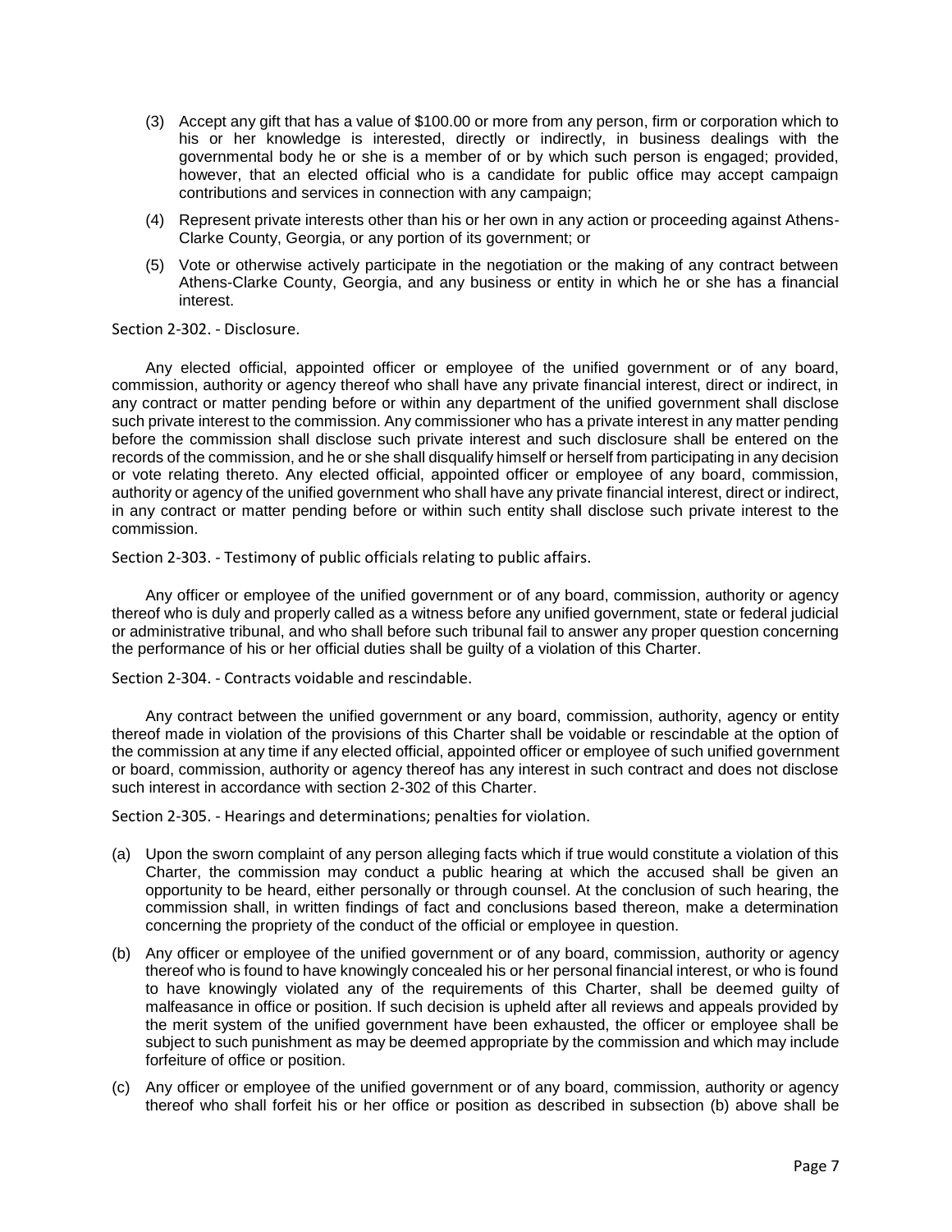(3) Accept any gift that has a value of $100.00 or more from any person, firm or corporation which to his or her knowledge is interested, directly or indirectly, in business dealings with the governmental body he or she is a member of or by which such person is engaged; provided, however, that an elected official who is a candidate for public office may accept campaign contributions and services in connection with any campaign;

(4) Represent private interests other than his or her own in any action or proceeding against Athens-Clarke County, Georgia, or any portion of its government; or

(5) Vote or otherwise actively participate in the negotiation or the making of any contract between Athens-Clarke County, Georgia, and any business or entity in which he or she has a financial interest.

Section 2-302. - Disclosure.

Any elected official, appointed officer or employee of the unified government or of any board, commission, authority or agency thereof who shall have any private financial interest, direct or indirect, in any contract or matter pending before or within any department of the unified government shall disclose such private interest to the commission. Any commissioner who has a private interest in any matter pending before the commission shall disclose such private interest and such disclosure shall be entered on the records of the commission, and he or she shall disqualify himself or herself from participating in any decision or vote relating thereto. Any elected official, appointed officer or employee of any board, commission, authority or agency of the unified government who shall have any private financial interest, direct or indirect, in any contract or matter pending before or within such entity shall disclose such private interest to the commission.

Section 2-303. - Testimony of public officials relating to public affairs.

Any officer or employee of the unified government or of any board, commission, authority or agency thereof who is duly and properly called as a witness before any unified government, state or federal judicial or administrative tribunal, and who shall before such tribunal fail to answer any proper question concerning the performance of his or her official duties shall be guilty of a violation of this Charter.

Section 2-304. - Contracts voidable and rescindable.

Any contract between the unified government or any board, commission, authority, agency or entity thereof made in violation of the provisions of this Charter shall be voidable or rescindable at the option of the commission at any time if any elected official, appointed officer or employee of such unified government or board, commission, authority or agency thereof has any interest in such contract and does not disclose such interest in accordance with section 2-302 of this Charter.

Section 2-305. - Hearings and determinations; penalties for violation.

(a) Upon the sworn complaint of any person alleging facts which if true would constitute a violation of this Charter, the commission may conduct a public hearing at which the accused shall be given an opportunity to be heard, either personally or through counsel. At the conclusion of such hearing, the commission shall, in written findings of fact and conclusions based thereon, make a determination concerning the propriety of the conduct of the official or employee in question.

(b) Any officer or employee of the unified government or of any board, commission, authority or agency thereof who is found to have knowingly concealed his or her personal financial interest, or who is found to have knowingly violated any of the requirements of this Charter, shall be deemed guilty of malfeasance in office or position. If such decision is upheld after all reviews and appeals provided by the merit system of the unified government have been exhausted, the officer or employee shall be subject to such punishment as may be deemed appropriate by the commission and which may include forfeiture of office or position.

(c) Any officer or employee of the unified government or of any board, commission, authority or agency thereof who shall forfeit his or her office or position as described in subsection (b) above shall be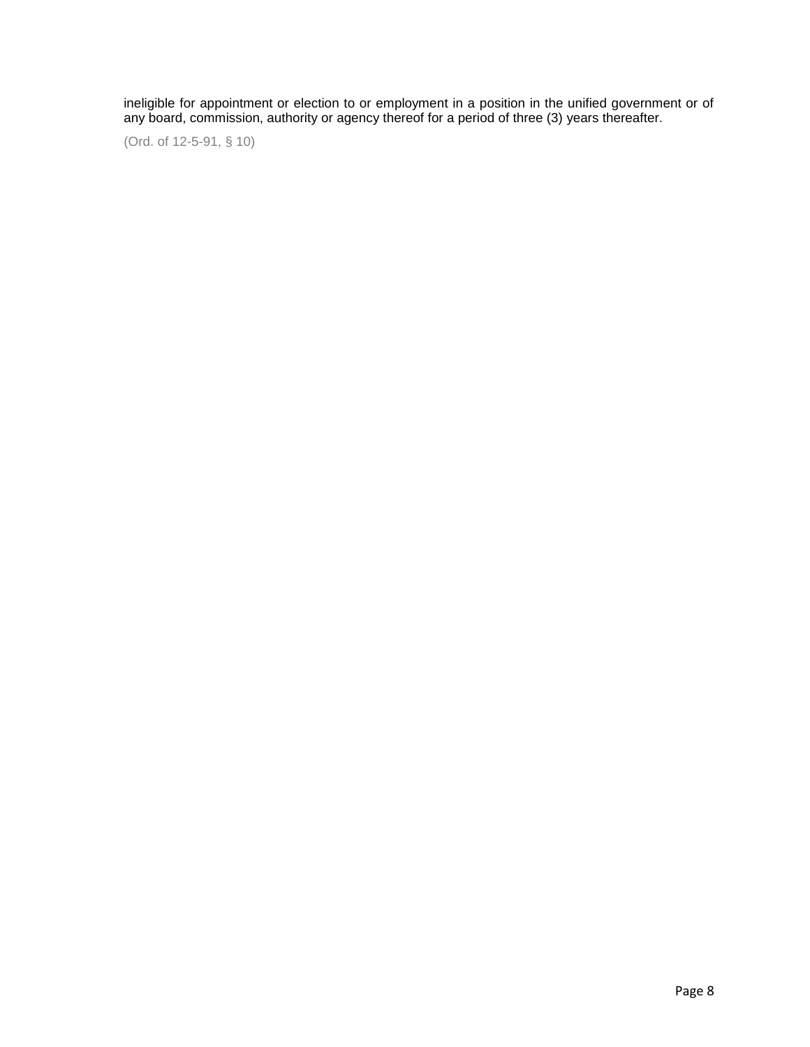ineligible for appointment or election to or employment in a position in the unified government or of any board, commission, authority or agency thereof for a period of three (3) years thereafter.

(Ord. of 12-5-91, § 10)